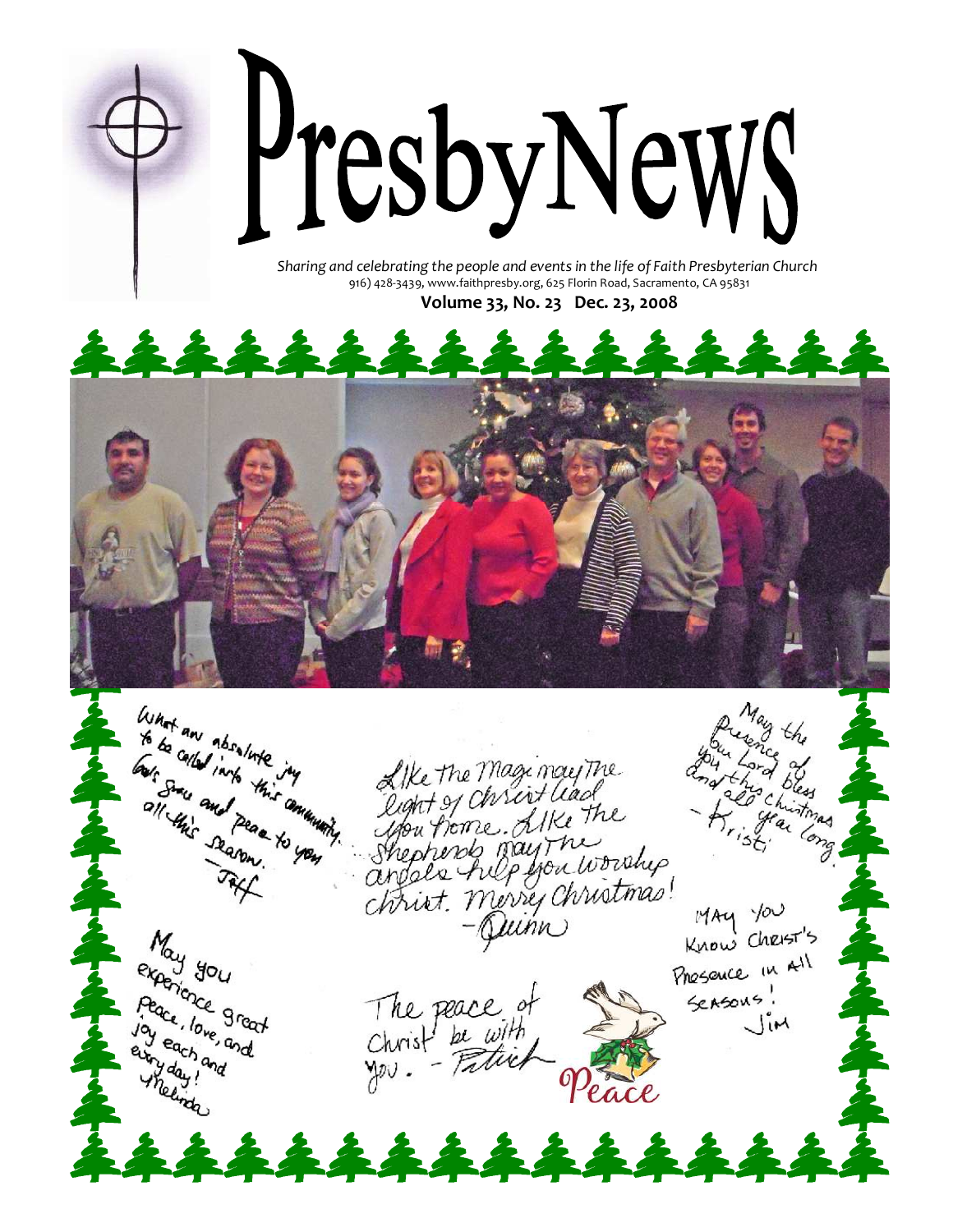# PresbyNews

*Sharing and celebrating the people and events in the life of Faith Presbyterian Church*
916) 428-3439, www.faithpresby.org, 625 Florin Road, Sacramento, CA 95831

**Volume 33, No. 23 Dec. 23, 2008**

What an absolute joy to be called into this community. God's grace and peace to you all this season. — Jeff

Like the Magi may the light of Christ lead you home. Like the Shepherds may the angels help you worship Christ. Merry Christmas! — Quinn

May the Presence of our Lord bless you this Christmas and all year long. — Kristi

May you experience great peace, love, and joy each and every day! — Melinda

The peace of Christ be with you. — Patrick

MAY YOU KNOW CHRIST'S PRESENCE IN ALL SEASONS! — JIM

Peace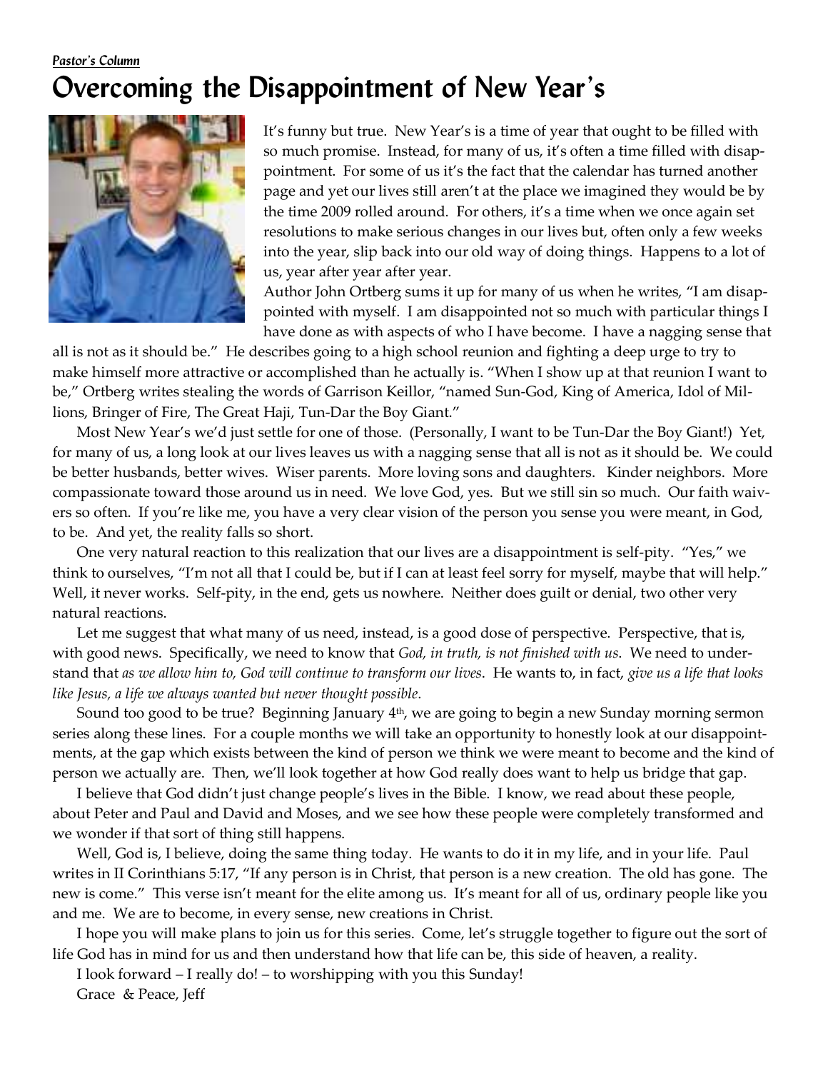*Pastor's Column*

# Overcoming the Disappointment of New Year's

It's funny but true. New Year's is a time of year that ought to be filled with so much promise. Instead, for many of us, it's often a time filled with disappointment. For some of us it's the fact that the calendar has turned another page and yet our lives still aren't at the place we imagined they would be by the time 2009 rolled around. For others, it's a time when we once again set resolutions to make serious changes in our lives but, often only a few weeks into the year, slip back into our old way of doing things. Happens to a lot of us, year after year after year.

Author John Ortberg sums it up for many of us when he writes, "I am disappointed with myself. I am disappointed not so much with particular things I have done as with aspects of who I have become. I have a nagging sense that all is not as it should be." He describes going to a high school reunion and fighting a deep urge to try to make himself more attractive or accomplished than he actually is. "When I show up at that reunion I want to be," Ortberg writes stealing the words of Garrison Keillor, "named Sun-God, King of America, Idol of Millions, Bringer of Fire, The Great Haji, Tun-Dar the Boy Giant."

Most New Year's we'd just settle for one of those. (Personally, I want to be Tun-Dar the Boy Giant!) Yet, for many of us, a long look at our lives leaves us with a nagging sense that all is not as it should be. We could be better husbands, better wives. Wiser parents. More loving sons and daughters. Kinder neighbors. More compassionate toward those around us in need. We love God, yes. But we still sin so much. Our faith waivers so often. If you're like me, you have a very clear vision of the person you sense you were meant, in God, to be. And yet, the reality falls so short.

One very natural reaction to this realization that our lives are a disappointment is self-pity. "Yes," we think to ourselves, "I'm not all that I could be, but if I can at least feel sorry for myself, maybe that will help." Well, it never works. Self-pity, in the end, gets us nowhere. Neither does guilt or denial, two other very natural reactions.

Let me suggest that what many of us need, instead, is a good dose of perspective. Perspective, that is, with good news. Specifically, we need to know that *God, in truth, is not finished with us*. We need to understand that *as we allow him to, God will continue to transform our lives*. He wants to, in fact, *give us a life that looks like Jesus, a life we always wanted but never thought possible*.

Sound too good to be true? Beginning January 4th, we are going to begin a new Sunday morning sermon series along these lines. For a couple months we will take an opportunity to honestly look at our disappointments, at the gap which exists between the kind of person we think we were meant to become and the kind of person we actually are. Then, we'll look together at how God really does want to help us bridge that gap.

I believe that God didn't just change people's lives in the Bible. I know, we read about these people, about Peter and Paul and David and Moses, and we see how these people were completely transformed and we wonder if that sort of thing still happens.

Well, God is, I believe, doing the same thing today. He wants to do it in my life, and in your life. Paul writes in II Corinthians 5:17, "If any person is in Christ, that person is a new creation. The old has gone. The new is come." This verse isn't meant for the elite among us. It's meant for all of us, ordinary people like you and me. We are to become, in every sense, new creations in Christ.

I hope you will make plans to join us for this series. Come, let's struggle together to figure out the sort of life God has in mind for us and then understand how that life can be, this side of heaven, a reality.

I look forward – I really do! – to worshipping with you this Sunday!

Grace & Peace, Jeff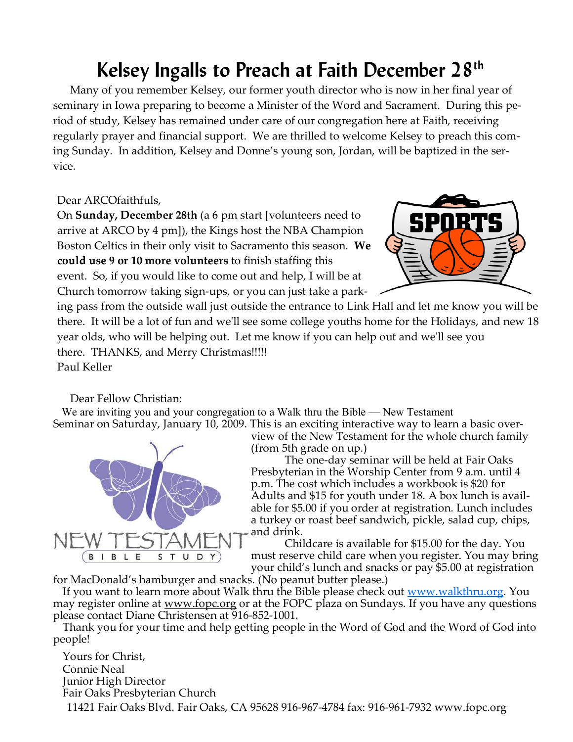# Kelsey Ingalls to Preach at Faith December 28th

Many of you remember Kelsey, our former youth director who is now in her final year of seminary in Iowa preparing to become a Minister of the Word and Sacrament. During this period of study, Kelsey has remained under care of our congregation here at Faith, receiving regularly prayer and financial support. We are thrilled to welcome Kelsey to preach this coming Sunday. In addition, Kelsey and Donne's young son, Jordan, will be baptized in the service.

Dear ARCOfaithfuls,

On **Sunday, December 28th** (a 6 pm start [volunteers need to arrive at ARCO by 4 pm]), the Kings host the NBA Champion Boston Celtics in their only visit to Sacramento this season. **We could use 9 or 10 more volunteers** to finish staffing this event. So, if you would like to come out and help, I will be at Church tomorrow taking sign-ups, or you can just take a parking pass from the outside wall just outside the entrance to Link Hall and let me know you will be there. It will be a lot of fun and we'll see some college youths home for the Holidays, and new 18 year olds, who will be helping out. Let me know if you can help out and we'll see you there. THANKS, and Merry Christmas!!!!!

Paul Keller

Dear Fellow Christian:

We are inviting you and your congregation to a Walk thru the Bible — New Testament Seminar on Saturday, January 10, 2009. This is an exciting interactive way to learn a basic overview of the New Testament for the whole church family (from 5th grade on up.)

The one-day seminar will be held at Fair Oaks Presbyterian in the Worship Center from 9 a.m. until 4 p.m. The cost which includes a workbook is $20 for Adults and $15 for youth under 18. A box lunch is available for $5.00 if you order at registration. Lunch includes a turkey or roast beef sandwich, pickle, salad cup, chips, and drink.

Childcare is available for $15.00 for the day. You must reserve child care when you register. You may bring your child's lunch and snacks or pay $5.00 at registration for MacDonald's hamburger and snacks. (No peanut butter please.)

If you want to learn more about Walk thru the Bible please check out www.walkthru.org. You may register online at www.fopc.org or at the FOPC plaza on Sundays. If you have any questions please contact Diane Christensen at 916-852-1001.

Thank you for your time and help getting people in the Word of God and the Word of God into people!

Yours for Christ,
Connie Neal
Junior High Director
Fair Oaks Presbyterian Church
11421 Fair Oaks Blvd. Fair Oaks, CA 95628 916-967-4784 fax: 916-961-7932 www.fopc.org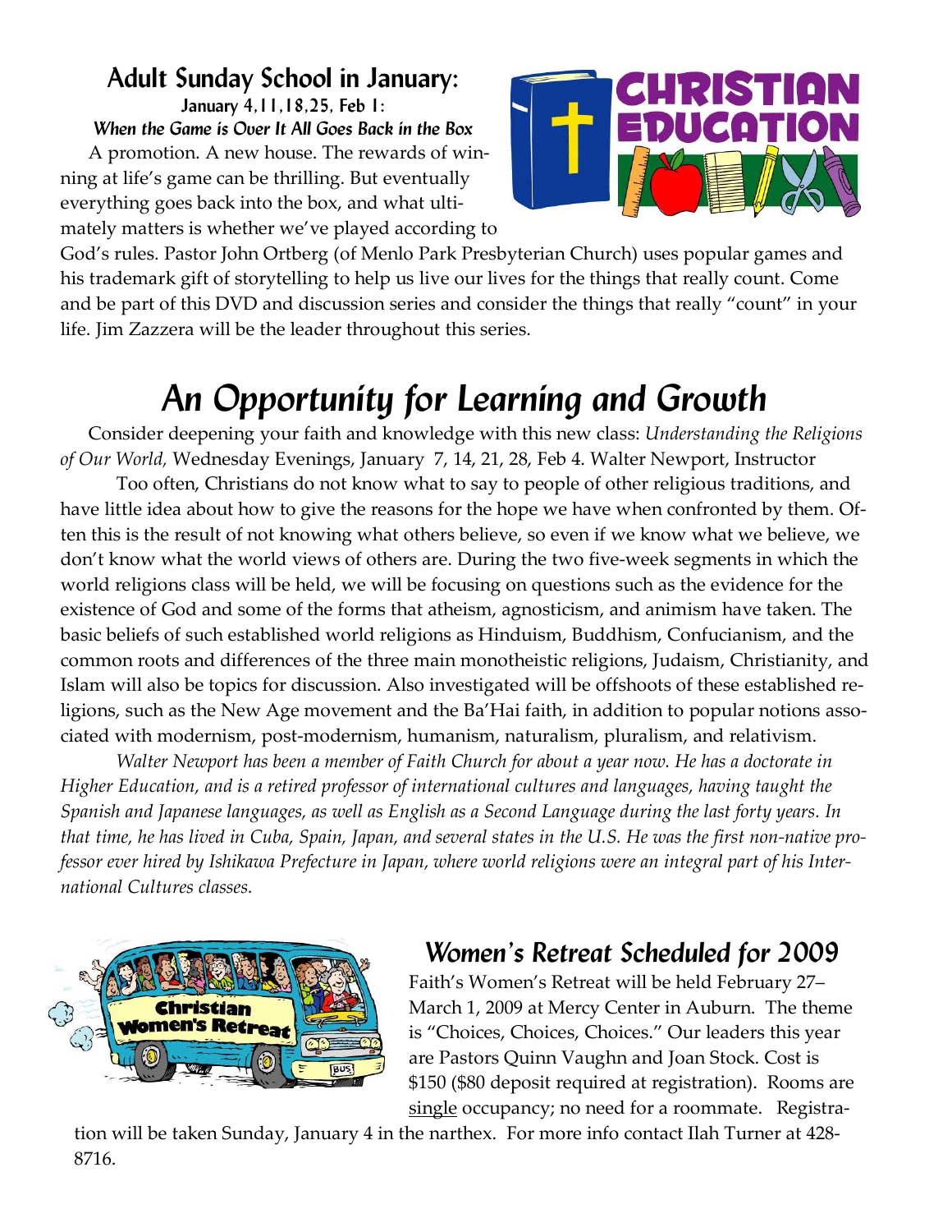## Adult Sunday School in January:

**January 4, 11, 18, 25, Feb 1:**

***When the Game is Over It All Goes Back in the Box***

A promotion. A new house. The rewards of winning at life's game can be thrilling. But eventually everything goes back into the box, and what ultimately matters is whether we've played according to God's rules. Pastor John Ortberg (of Menlo Park Presbyterian Church) uses popular games and his trademark gift of storytelling to help us live our lives for the things that really count. Come and be part of this DVD and discussion series and consider the things that really "count" in your life. Jim Zazzera will be the leader throughout this series.

# An Opportunity for Learning and Growth

Consider deepening your faith and knowledge with this new class: *Understanding the Religions of Our World,* Wednesday Evenings, January 7, 14, 21, 28, Feb 4. Walter Newport, Instructor

Too often, Christians do not know what to say to people of other religious traditions, and have little idea about how to give the reasons for the hope we have when confronted by them. Often this is the result of not knowing what others believe, so even if we know what we believe, we don't know what the world views of others are. During the two five-week segments in which the world religions class will be held, we will be focusing on questions such as the evidence for the existence of God and some of the forms that atheism, agnosticism, and animism have taken. The basic beliefs of such established world religions as Hinduism, Buddhism, Confucianism, and the common roots and differences of the three main monotheistic religions, Judaism, Christianity, and Islam will also be topics for discussion. Also investigated will be offshoots of these established religions, such as the New Age movement and the Ba'Hai faith, in addition to popular notions associated with modernism, post-modernism, humanism, naturalism, pluralism, and relativism.

*Walter Newport has been a member of Faith Church for about a year now. He has a doctorate in Higher Education, and is a retired professor of international cultures and languages, having taught the Spanish and Japanese languages, as well as English as a Second Language during the last forty years. In that time, he has lived in Cuba, Spain, Japan, and several states in the U.S. He was the first non-native professor ever hired by Ishikawa Prefecture in Japan, where world religions were an integral part of his International Cultures classes.*

## Women's Retreat Scheduled for 2009

Faith's Women's Retreat will be held February 27–March 1, 2009 at Mercy Center in Auburn. The theme is "Choices, Choices, Choices." Our leaders this year are Pastors Quinn Vaughn and Joan Stock. Cost is $150 ($80 deposit required at registration). Rooms are <u>single</u> occupancy; no need for a roommate. Registration will be taken Sunday, January 4 in the narthex. For more info contact Ilah Turner at 428-8716.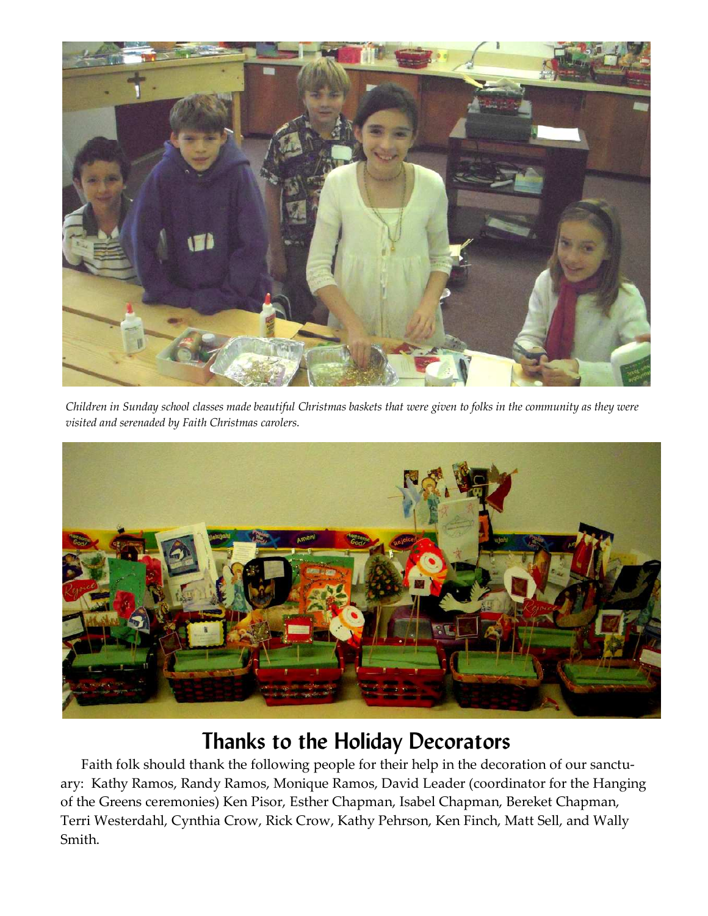*Children in Sunday school classes made beautiful Christmas baskets that were given to folks in the community as they were visited and serenaded by Faith Christmas carolers.*

## Thanks to the Holiday Decorators

Faith folk should thank the following people for their help in the decoration of our sanctuary: Kathy Ramos, Randy Ramos, Monique Ramos, David Leader (coordinator for the Hanging of the Greens ceremonies) Ken Pisor, Esther Chapman, Isabel Chapman, Bereket Chapman, Terri Westerdahl, Cynthia Crow, Rick Crow, Kathy Pehrson, Ken Finch, Matt Sell, and Wally Smith.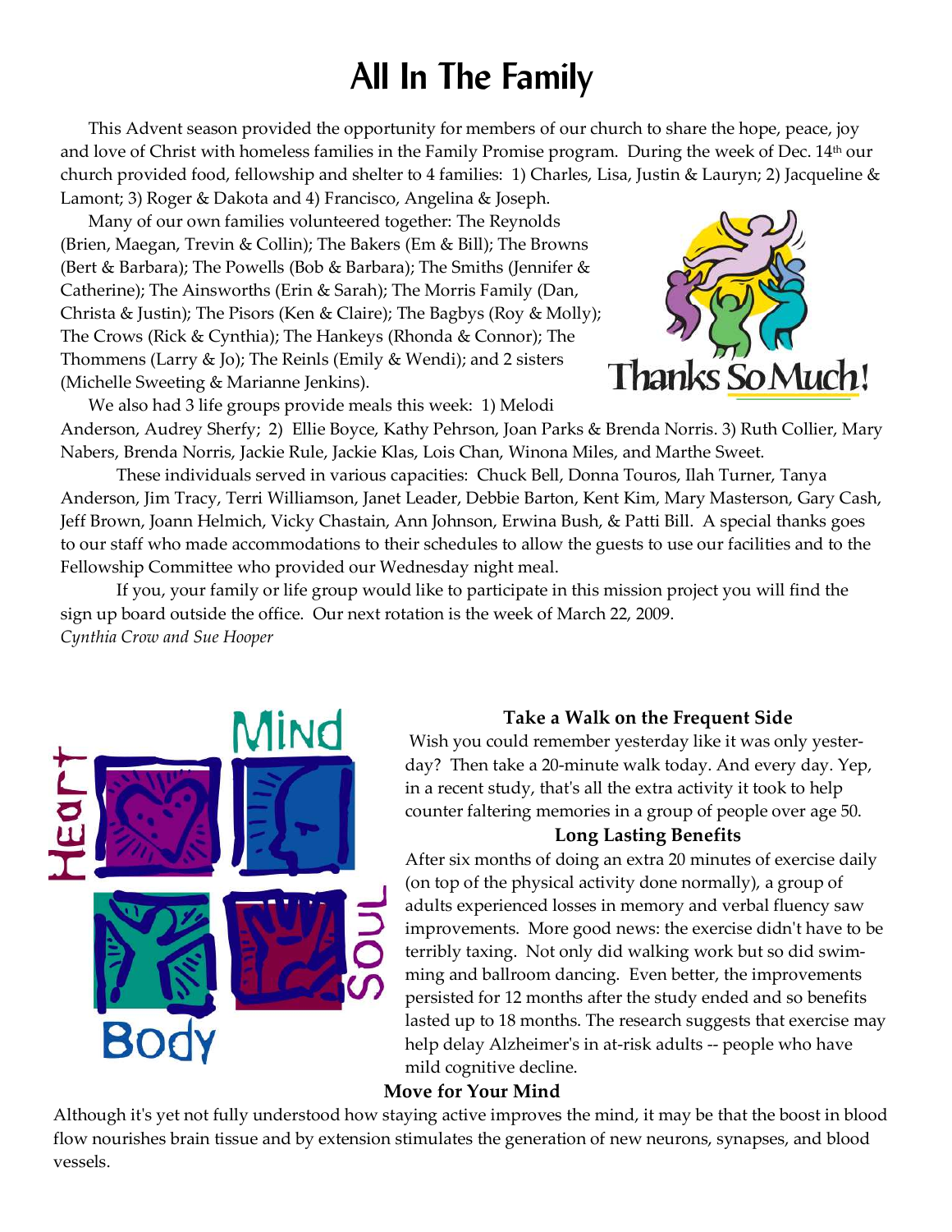# All In The Family

This Advent season provided the opportunity for members of our church to share the hope, peace, joy and love of Christ with homeless families in the Family Promise program. During the week of Dec. 14th our church provided food, fellowship and shelter to 4 families: 1) Charles, Lisa, Justin & Lauryn; 2) Jacqueline & Lamont; 3) Roger & Dakota and 4) Francisco, Angelina & Joseph.

Many of our own families volunteered together: The Reynolds (Brien, Maegan, Trevin & Collin); The Bakers (Em & Bill); The Browns (Bert & Barbara); The Powells (Bob & Barbara); The Smiths (Jennifer & Catherine); The Ainsworths (Erin & Sarah); The Morris Family (Dan, Christa & Justin); The Pisors (Ken & Claire); The Bagbys (Roy & Molly); The Crows (Rick & Cynthia); The Hankeys (Rhonda & Connor); The Thommens (Larry & Jo); The Reinls (Emily & Wendi); and 2 sisters (Michelle Sweeting & Marianne Jenkins).

Thanks So Much!

We also had 3 life groups provide meals this week: 1) Melodi Anderson, Audrey Sherfy; 2) Ellie Boyce, Kathy Pehrson, Joan Parks & Brenda Norris. 3) Ruth Collier, Mary Nabers, Brenda Norris, Jackie Rule, Jackie Klas, Lois Chan, Winona Miles, and Marthe Sweet.

These individuals served in various capacities: Chuck Bell, Donna Touros, Ilah Turner, Tanya Anderson, Jim Tracy, Terri Williamson, Janet Leader, Debbie Barton, Kent Kim, Mary Masterson, Gary Cash, Jeff Brown, Joann Helmich, Vicky Chastain, Ann Johnson, Erwina Bush, & Patti Bill. A special thanks goes to our staff who made accommodations to their schedules to allow the guests to use our facilities and to the Fellowship Committee who provided our Wednesday night meal.

If you, your family or life group would like to participate in this mission project you will find the sign up board outside the office. Our next rotation is the week of March 22, 2009.

*Cynthia Crow and Sue Hooper*

Heart Mind Body Soul

### Take a Walk on the Frequent Side

Wish you could remember yesterday like it was only yesterday? Then take a 20-minute walk today. And every day. Yep, in a recent study, that's all the extra activity it took to help counter faltering memories in a group of people over age 50.

### Long Lasting Benefits

After six months of doing an extra 20 minutes of exercise daily (on top of the physical activity done normally), a group of adults experienced losses in memory and verbal fluency saw improvements. More good news: the exercise didn't have to be terribly taxing. Not only did walking work but so did swimming and ballroom dancing. Even better, the improvements persisted for 12 months after the study ended and so benefits lasted up to 18 months. The research suggests that exercise may help delay Alzheimer's in at-risk adults -- people who have mild cognitive decline.

### Move for Your Mind

Although it's yet not fully understood how staying active improves the mind, it may be that the boost in blood flow nourishes brain tissue and by extension stimulates the generation of new neurons, synapses, and blood vessels.